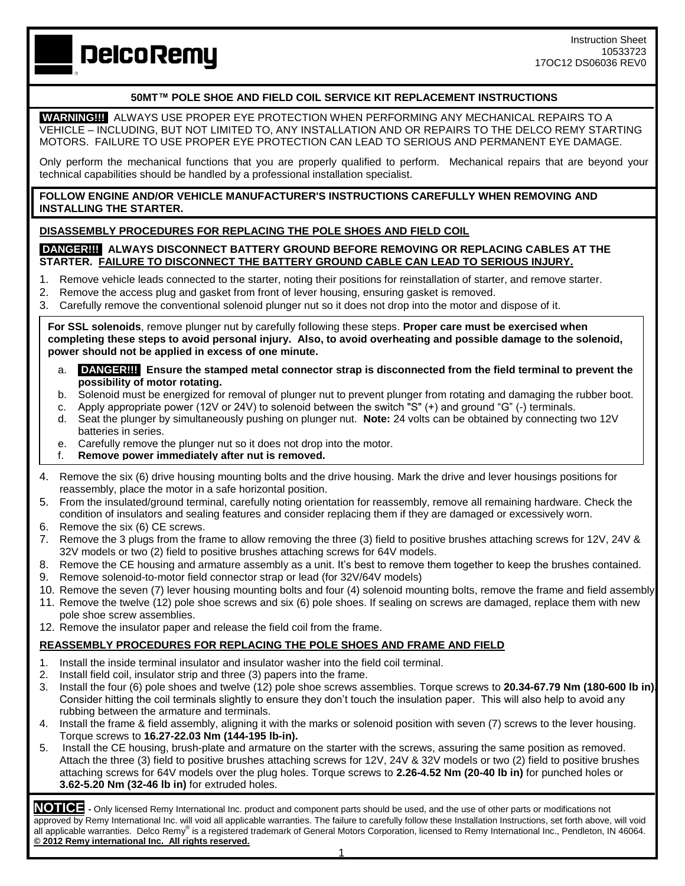Instruction Sheet
10533723
17OC12 DS06036 REV0

**DelcoRemy**

## 50MT™ POLE SHOE AND FIELD COIL SERVICE KIT REPLACEMENT INSTRUCTIONS

**WARNING!!!** ALWAYS USE PROPER EYE PROTECTION WHEN PERFORMING ANY MECHANICAL REPAIRS TO A VEHICLE – INCLUDING, BUT NOT LIMITED TO, ANY INSTALLATION AND OR REPAIRS TO THE DELCO REMY STARTING MOTORS. FAILURE TO USE PROPER EYE PROTECTION CAN LEAD TO SERIOUS AND PERMANENT EYE DAMAGE.

Only perform the mechanical functions that you are properly qualified to perform. Mechanical repairs that are beyond your technical capabilities should be handled by a professional installation specialist.

**FOLLOW ENGINE AND/OR VEHICLE MANUFACTURER'S INSTRUCTIONS CAREFULLY WHEN REMOVING AND INSTALLING THE STARTER.**

### DISASSEMBLY PROCEDURES FOR REPLACING THE POLE SHOES AND FIELD COIL

**DANGER!!! ALWAYS DISCONNECT BATTERY GROUND BEFORE REMOVING OR REPLACING CABLES AT THE STARTER. FAILURE TO DISCONNECT THE BATTERY GROUND CABLE CAN LEAD TO SERIOUS INJURY.**

1. Remove vehicle leads connected to the starter, noting their positions for reinstallation of starter, and remove starter.
2. Remove the access plug and gasket from front of lever housing, ensuring gasket is removed.
3. Carefully remove the conventional solenoid plunger nut so it does not drop into the motor and dispose of it.

**For SSL solenoids**, remove plunger nut by carefully following these steps. **Proper care must be exercised when completing these steps to avoid personal injury. Also, to avoid overheating and possible damage to the solenoid, power should not be applied in excess of one minute.**

a. **DANGER!!! Ensure the stamped metal connector strap is disconnected from the field terminal to prevent the possibility of motor rotating.**
b. Solenoid must be energized for removal of plunger nut to prevent plunger from rotating and damaging the rubber boot.
c. Apply appropriate power (12V or 24V) to solenoid between the switch "S" (+) and ground "G" (-) terminals.
d. Seat the plunger by simultaneously pushing on plunger nut. **Note:** 24 volts can be obtained by connecting two 12V batteries in series.
e. Carefully remove the plunger nut so it does not drop into the motor.
f. **Remove power immediately after nut is removed.**

4. Remove the six (6) drive housing mounting bolts and the drive housing. Mark the drive and lever housings positions for reassembly, place the motor in a safe horizontal position.
5. From the insulated/ground terminal, carefully noting orientation for reassembly, remove all remaining hardware. Check the condition of insulators and sealing features and consider replacing them if they are damaged or excessively worn.
6. Remove the six (6) CE screws.
7. Remove the 3 plugs from the frame to allow removing the three (3) field to positive brushes attaching screws for 12V, 24V & 32V models or two (2) field to positive brushes attaching screws for 64V models.
8. Remove the CE housing and armature assembly as a unit. It's best to remove them together to keep the brushes contained.
9. Remove solenoid-to-motor field connector strap or lead (for 32V/64V models)
10. Remove the seven (7) lever housing mounting bolts and four (4) solenoid mounting bolts, remove the frame and field assembly
11. Remove the twelve (12) pole shoe screws and six (6) pole shoes. If sealing on screws are damaged, replace them with new pole shoe screw assemblies.
12. Remove the insulator paper and release the field coil from the frame.

### REASSEMBLY PROCEDURES FOR REPLACING THE POLE SHOES AND FRAME AND FIELD

1. Install the inside terminal insulator and insulator washer into the field coil terminal.
2. Install field coil, insulator strip and three (3) papers into the frame.
3. Install the four (6) pole shoes and twelve (12) pole shoe screws assemblies. Torque screws to **20.34-67.79 Nm (180-600 lb in)**. Consider hitting the coil terminals slightly to ensure they don't touch the insulation paper. This will also help to avoid any rubbing between the armature and terminals.
4. Install the frame & field assembly, aligning it with the marks or solenoid position with seven (7) screws to the lever housing. Torque screws to **16.27-22.03 Nm (144-195 lb-in).**
5. Install the CE housing, brush-plate and armature on the starter with the screws, assuring the same position as removed. Attach the three (3) field to positive brushes attaching screws for 12V, 24V & 32V models or two (2) field to positive brushes attaching screws for 64V models over the plug holes. Torque screws to **2.26-4.52 Nm (20-40 lb in)** for punched holes or **3.62-5.20 Nm (32-46 lb in)** for extruded holes.

**NOTICE** - Only licensed Remy International Inc. product and component parts should be used, and the use of other parts or modifications not approved by Remy International Inc. will void all applicable warranties. The failure to carefully follow these Installation Instructions, set forth above, will void all applicable warranties. Delco Remy® is a registered trademark of General Motors Corporation, licensed to Remy International Inc., Pendleton, IN 46064. **© 2012 Remy international Inc. All rights reserved.**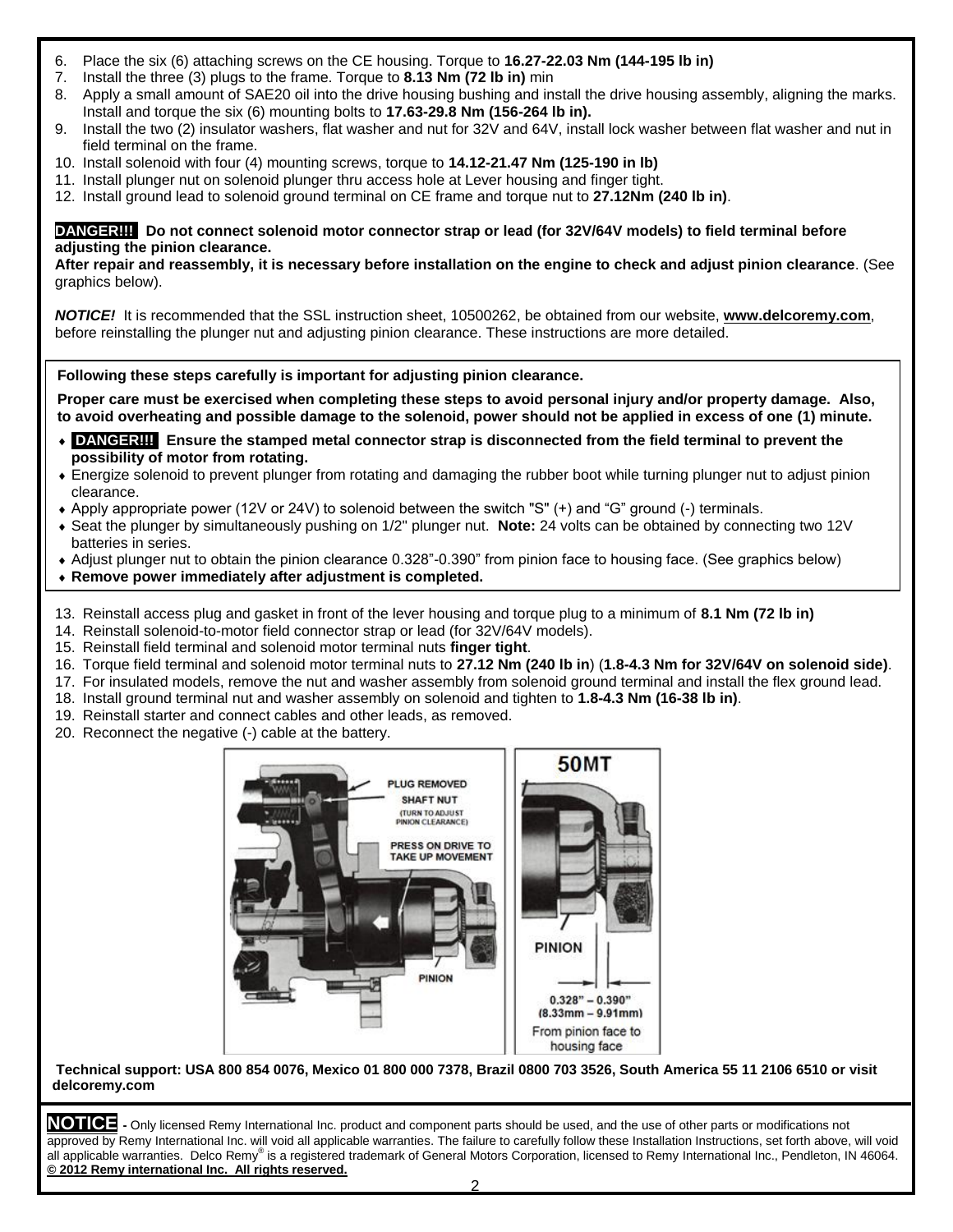6. Place the six (6) attaching screws on the CE housing. Torque to **16.27-22.03 Nm (144-195 lb in)**
7. Install the three (3) plugs to the frame. Torque to **8.13 Nm (72 lb in)** min
8. Apply a small amount of SAE20 oil into the drive housing bushing and install the drive housing assembly, aligning the marks. Install and torque the six (6) mounting bolts to **17.63-29.8 Nm (156-264 lb in).**
9. Install the two (2) insulator washers, flat washer and nut for 32V and 64V, install lock washer between flat washer and nut in field terminal on the frame.
10. Install solenoid with four (4) mounting screws, torque to **14.12-21.47 Nm (125-190 in lb)**
11. Install plunger nut on solenoid plunger thru access hole at Lever housing and finger tight.
12. Install ground lead to solenoid ground terminal on CE frame and torque nut to **27.12Nm (240 lb in)**.

**DANGER!!! Do not connect solenoid motor connector strap or lead (for 32V/64V models) to field terminal before adjusting the pinion clearance.**
**After repair and reassembly, it is necessary before installation on the engine to check and adjust pinion clearance**. (See graphics below).

***NOTICE!*** It is recommended that the SSL instruction sheet, 10500262, be obtained from our website, **www.delcoremy.com**, before reinstalling the plunger nut and adjusting pinion clearance. These instructions are more detailed.

**Following these steps carefully is important for adjusting pinion clearance.**

**Proper care must be exercised when completing these steps to avoid personal injury and/or property damage. Also, to avoid overheating and possible damage to the solenoid, power should not be applied in excess of one (1) minute.**

- **DANGER!!! Ensure the stamped metal connector strap is disconnected from the field terminal to prevent the possibility of motor from rotating.**
- Energize solenoid to prevent plunger from rotating and damaging the rubber boot while turning plunger nut to adjust pinion clearance.
- Apply appropriate power (12V or 24V) to solenoid between the switch "S" (+) and "G" ground (-) terminals.
- Seat the plunger by simultaneously pushing on 1/2" plunger nut. **Note:** 24 volts can be obtained by connecting two 12V batteries in series.
- Adjust plunger nut to obtain the pinion clearance 0.328"-0.390" from pinion face to housing face. (See graphics below)
- **Remove power immediately after adjustment is completed.**

13. Reinstall access plug and gasket in front of the lever housing and torque plug to a minimum of **8.1 Nm (72 lb in)**
14. Reinstall solenoid-to-motor field connector strap or lead (for 32V/64V models).
15. Reinstall field terminal and solenoid motor terminal nuts **finger tight**.
16. Torque field terminal and solenoid motor terminal nuts to **27.12 Nm (240 lb in**) (**1.8-4.3 Nm for 32V/64V on solenoid side)**.
17. For insulated models, remove the nut and washer assembly from solenoid ground terminal and install the flex ground lead.
18. Install ground terminal nut and washer assembly on solenoid and tighten to **1.8-4.3 Nm (16-38 lb in)**.
19. Reinstall starter and connect cables and other leads, as removed.
20. Reconnect the negative (-) cable at the battery.

PLUG REMOVED
SHAFT NUT (TURN TO ADJUST PINION CLEARANCE)
PRESS ON DRIVE TO TAKE UP MOVEMENT
PINION

50MT
PINION
0.328" – 0.390" (8.33mm – 9.91mm)
From pinion face to housing face

**Technical support: USA 800 854 0076, Mexico 01 800 000 7378, Brazil 0800 703 3526, South America 55 11 2106 6510 or visit delcoremy.com**

**NOTICE** - Only licensed Remy International Inc. product and component parts should be used, and the use of other parts or modifications not approved by Remy International Inc. will void all applicable warranties. The failure to carefully follow these Installation Instructions, set forth above, will void all applicable warranties. Delco Remy® is a registered trademark of General Motors Corporation, licensed to Remy International Inc., Pendleton, IN 46064.
**© 2012 Remy international Inc. All rights reserved.**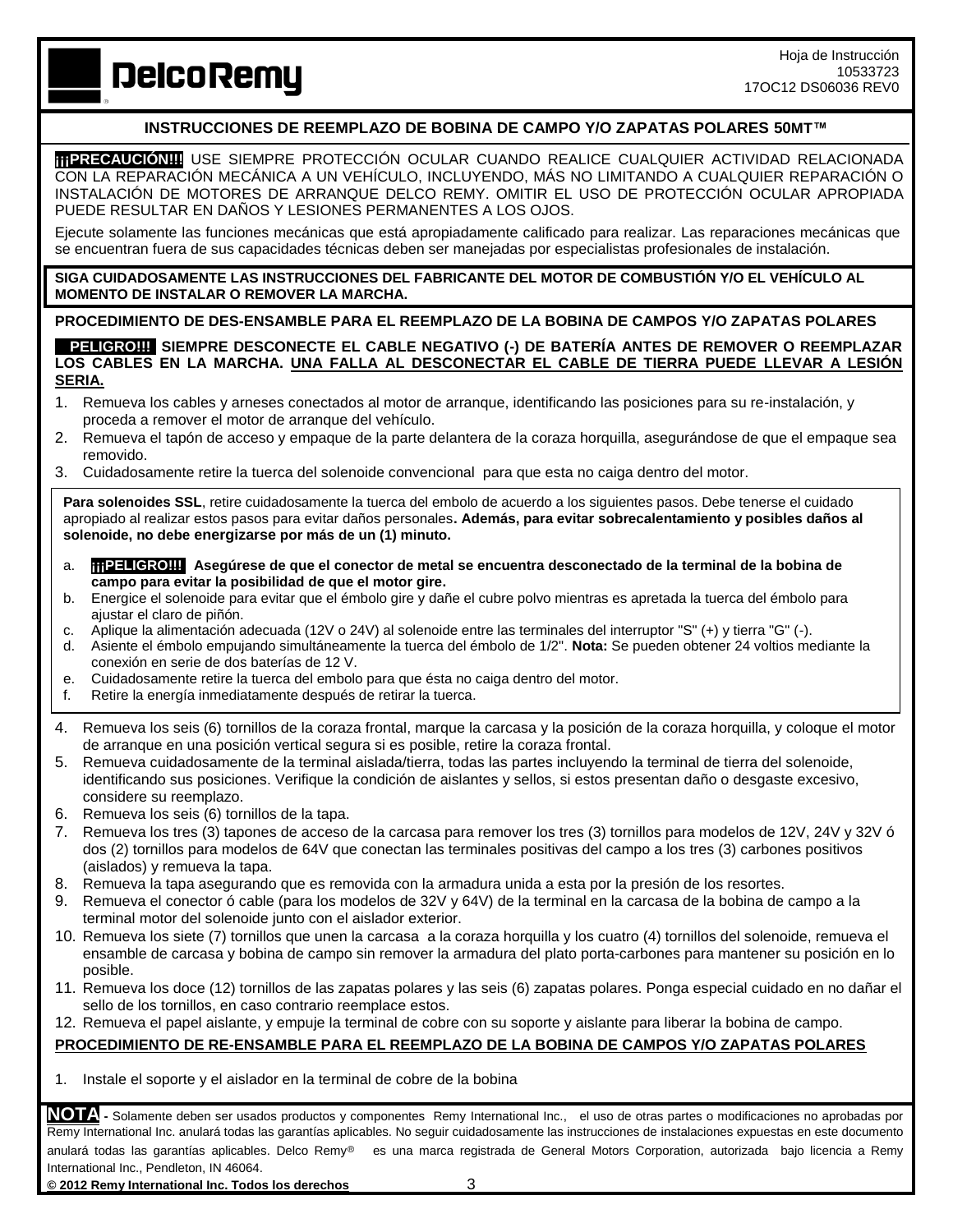Hoja de Instrucción
10533723
17OC12 DS06036 REV0

**DelcoRemy**

## INSTRUCCIONES DE REEMPLAZO DE BOBINA DE CAMPO Y/O ZAPATAS POLARES 50MT™

**¡¡¡PRECAUCIÓN!!!** USE SIEMPRE PROTECCIÓN OCULAR CUANDO REALICE CUALQUIER ACTIVIDAD RELACIONADA CON LA REPARACIÓN MECÁNICA A UN VEHÍCULO, INCLUYENDO, MÁS NO LIMITANDO A CUALQUIER REPARACIÓN O INSTALACIÓN DE MOTORES DE ARRANQUE DELCO REMY. OMITIR EL USO DE PROTECCIÓN OCULAR APROPIADA PUEDE RESULTAR EN DAÑOS Y LESIONES PERMANENTES A LOS OJOS.

Ejecute solamente las funciones mecánicas que está apropiadamente calificado para realizar. Las reparaciones mecánicas que se encuentran fuera de sus capacidades técnicas deben ser manejadas por especialistas profesionales de instalación.

**SIGA CUIDADOSAMENTE LAS INSTRUCCIONES DEL FABRICANTE DEL MOTOR DE COMBUSTIÓN Y/O EL VEHÍCULO AL MOMENTO DE INSTALAR O REMOVER LA MARCHA.**

### PROCEDIMIENTO DE DES-ENSAMBLE PARA EL REEMPLAZO DE LA BOBINA DE CAMPOS Y/O ZAPATAS POLARES

**PELIGRO!!! SIEMPRE DESCONECTE EL CABLE NEGATIVO (-) DE BATERÍA ANTES DE REMOVER O REEMPLAZAR LOS CABLES EN LA MARCHA. UNA FALLA AL DESCONECTAR EL CABLE DE TIERRA PUEDE LLEVAR A LESIÓN SERIA.**

1. Remueva los cables y arneses conectados al motor de arranque, identificando las posiciones para su re-instalación, y proceda a remover el motor de arranque del vehículo.
2. Remueva el tapón de acceso y empaque de la parte delantera de la coraza horquilla, asegurándose de que el empaque sea removido.
3. Cuidadosamente retire la tuerca del solenoide convencional para que esta no caiga dentro del motor.

**Para solenoides SSL**, retire cuidadosamente la tuerca del embolo de acuerdo a los siguientes pasos. Debe tenerse el cuidado apropiado al realizar estos pasos para evitar daños personales**. Además, para evitar sobrecalentamiento y posibles daños al solenoide, no debe energizarse por más de un (1) minuto.**

a. **¡¡¡PELIGRO!!! Asegúrese de que el conector de metal se encuentra desconectado de la terminal de la bobina de campo para evitar la posibilidad de que el motor gire.**
b. Energice el solenoide para evitar que el émbolo gire y dañe el cubre polvo mientras es apretada la tuerca del émbolo para ajustar el claro de piñón.
c. Aplique la alimentación adecuada (12V o 24V) al solenoide entre las terminales del interruptor "S" (+) y tierra "G" (-).
d. Asiente el émbolo empujando simultáneamente la tuerca del émbolo de 1/2". **Nota:** Se pueden obtener 24 voltios mediante la conexión en serie de dos baterías de 12 V.
e. Cuidadosamente retire la tuerca del embolo para que ésta no caiga dentro del motor.
f. Retire la energía inmediatamente después de retirar la tuerca.

4. Remueva los seis (6) tornillos de la coraza frontal, marque la carcasa y la posición de la coraza horquilla, y coloque el motor de arranque en una posición vertical segura si es posible, retire la coraza frontal.
5. Remueva cuidadosamente de la terminal aislada/tierra, todas las partes incluyendo la terminal de tierra del solenoide, identificando sus posiciones. Verifique la condición de aislantes y sellos, si estos presentan daño o desgaste excesivo, considere su reemplazo.
6. Remueva los seis (6) tornillos de la tapa.
7. Remueva los tres (3) tapones de acceso de la carcasa para remover los tres (3) tornillos para modelos de 12V, 24V y 32V ó dos (2) tornillos para modelos de 64V que conectan las terminales positivas del campo a los tres (3) carbones positivos (aislados) y remueva la tapa.
8. Remueva la tapa asegurando que es removida con la armadura unida a esta por la presión de los resortes.
9. Remueva el conector ó cable (para los modelos de 32V y 64V) de la terminal en la carcasa de la bobina de campo a la terminal motor del solenoide junto con el aislador exterior.
10. Remueva los siete (7) tornillos que unen la carcasa a la coraza horquilla y los cuatro (4) tornillos del solenoide, remueva el ensamble de carcasa y bobina de campo sin remover la armadura del plato porta-carbones para mantener su posición en lo posible.
11. Remueva los doce (12) tornillos de las zapatas polares y las seis (6) zapatas polares. Ponga especial cuidado en no dañar el sello de los tornillos, en caso contrario reemplace estos.
12. Remueva el papel aislante, y empuje la terminal de cobre con su soporte y aislante para liberar la bobina de campo.

### PROCEDIMIENTO DE RE-ENSAMBLE PARA EL REEMPLAZO DE LA BOBINA DE CAMPOS Y/O ZAPATAS POLARES

1. Instale el soporte y el aislador en la terminal de cobre de la bobina

**NOTA** - Solamente deben ser usados productos y componentes Remy International Inc., el uso de otras partes o modificaciones no aprobadas por Remy International Inc. anulará todas las garantías aplicables. No seguir cuidadosamente las instrucciones de instalaciones expuestas en este documento anulará todas las garantías aplicables. Delco Remy® es una marca registrada de General Motors Corporation, autorizada bajo licencia a Remy International Inc., Pendleton, IN 46064.

**© 2012 Remy International Inc. Todos los derechos**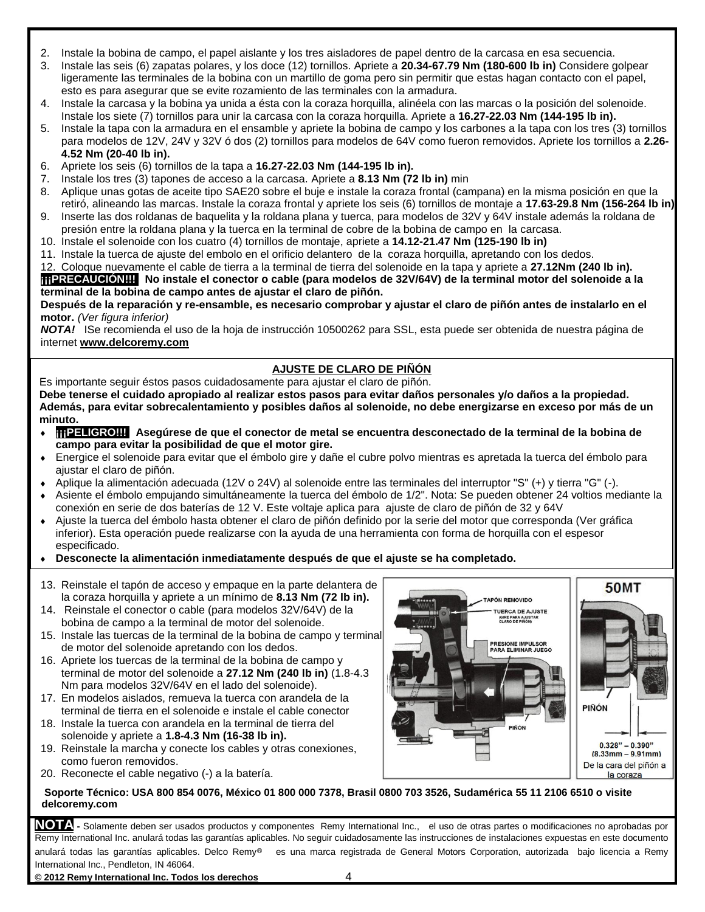2. Instale la bobina de campo, el papel aislante y los tres aisladores de papel dentro de la carcasa en esa secuencia.
3. Instale las seis (6) zapatas polares, y los doce (12) tornillos. Apriete a **20.34-67.79 Nm (180-600 lb in)** Considere golpear ligeramente las terminales de la bobina con un martillo de goma pero sin permitir que estas hagan contacto con el papel, esto es para asegurar que se evite rozamiento de las terminales con la armadura.
4. Instale la carcasa y la bobina ya unida a ésta con la coraza horquilla, alinéela con las marcas o la posición del solenoide. Instale los siete (7) tornillos para unir la carcasa con la coraza horquilla. Apriete a **16.27-22.03 Nm (144-195 lb in).**
5. Instale la tapa con la armadura en el ensamble y apriete la bobina de campo y los carbones a la tapa con los tres (3) tornillos para modelos de 12V, 24V y 32V ó dos (2) tornillos para modelos de 64V como fueron removidos. Apriete los tornillos a **2.26-4.52 Nm (20-40 lb in).**
6. Apriete los seis (6) tornillos de la tapa a **16.27-22.03 Nm (144-195 lb in).**
7. Instale los tres (3) tapones de acceso a la carcasa. Apriete a **8.13 Nm (72 lb in)** min
8. Aplique unas gotas de aceite tipo SAE20 sobre el buje e instale la coraza frontal (campana) en la misma posición en que la retiró, alineando las marcas. Instale la coraza frontal y apriete los seis (6) tornillos de montaje a **17.63-29.8 Nm (156-264 lb in)**
9. Inserte las dos roldanas de baquelita y la roldana plana y tuerca, para modelos de 32V y 64V instale además la roldana de presión entre la roldana plana y la tuerca en la terminal de cobre de la bobina de campo en la carcasa.
10. Instale el solenoide con los cuatro (4) tornillos de montaje, apriete a **14.12-21.47 Nm (125-190 lb in)**
11. Instale la tuerca de ajuste del embolo en el orificio delantero de la coraza horquilla, apretando con los dedos.
12. Coloque nuevamente el cable de tierra a la terminal de tierra del solenoide en la tapa y apriete a **27.12Nm (240 lb in).**

**¡¡¡PRECAUCIÓN!!! No instale el conector o cable (para modelos de 32V/64V) de la terminal motor del solenoide a la terminal de la bobina de campo antes de ajustar el claro de piñón.**

**Después de la reparación y re-ensamble, es necesario comprobar y ajustar el claro de piñón antes de instalarlo en el motor.** *(Ver figura inferior)*

***NOTA!*** lSe recomienda el uso de la hoja de instrucción 10500262 para SSL, esta puede ser obtenida de nuestra página de internet **www.delcoremy.com**

## AJUSTE DE CLARO DE PIÑÓN

Es importante seguir éstos pasos cuidadosamente para ajustar el claro de piñón.

**Debe tenerse el cuidado apropiado al realizar estos pasos para evitar daños personales y/o daños a la propiedad. Además, para evitar sobrecalentamiento y posibles daños al solenoide, no debe energizarse en exceso por más de un minuto.**

- **¡¡¡PELIGRO!!! Asegúrese de que el conector de metal se encuentra desconectado de la terminal de la bobina de campo para evitar la posibilidad de que el motor gire.**
- Energice el solenoide para evitar que el émbolo gire y dañe el cubre polvo mientras es apretada la tuerca del émbolo para ajustar el claro de piñón.
- Aplique la alimentación adecuada (12V o 24V) al solenoide entre las terminales del interruptor "S" (+) y tierra "G" (-).
- Asiente el émbolo empujando simultáneamente la tuerca del émbolo de 1/2". Nota: Se pueden obtener 24 voltios mediante la conexión en serie de dos baterías de 12 V. Este voltaje aplica para ajuste de claro de piñón de 32 y 64V
- Ajuste la tuerca del émbolo hasta obtener el claro de piñón definido por la serie del motor que corresponda (Ver gráfica inferior). Esta operación puede realizarse con la ayuda de una herramienta con forma de horquilla con el espesor especificado.
- **Desconecte la alimentación inmediatamente después de que el ajuste se ha completado.**

13. Reinstale el tapón de acceso y empaque en la parte delantera de la coraza horquilla y apriete a un mínimo de **8.13 Nm (72 lb in).**
14. Reinstale el conector o cable (para modelos 32V/64V) de la bobina de campo a la terminal de motor del solenoide.
15. Instale las tuercas de la terminal de la bobina de campo y terminal de motor del solenoide apretando con los dedos.
16. Apriete los tuercas de la terminal de la bobina de campo y terminal de motor del solenoide a **27.12 Nm (240 lb in)** (1.8-4.3 Nm para modelos 32V/64V en el lado del solenoide).
17. En modelos aislados, remueva la tuerca con arandela de la terminal de tierra en el solenoide e instale el cable conector
18. Instale la tuerca con arandela en la terminal de tierra del solenoide y apriete a **1.8-4.3 Nm (16-38 lb in).**
19. Reinstale la marcha y conecte los cables y otras conexiones, como fueron removidos.
20. Reconecte el cable negativo (-) a la batería.

TAPÓN REMOVIDO
TUERCA DE AJUSTE (GIRE PARA AJUSTAR CLARO DE PIÑÓN)
PRESIONE IMPULSOR PARA ELIMINAR JUEGO
PIÑÓN

50MT
PIÑÓN
0.328" – 0.390" (8.33mm – 9.91mm)
De la cara del piñón a la coraza

**Soporte Técnico: USA 800 854 0076, México 01 800 000 7378, Brasil 0800 703 3526, Sudamérica 55 11 2106 6510 o visite delcoremy.com**

**NOTA** - Solamente deben ser usados productos y componentes Remy International Inc., el uso de otras partes o modificaciones no aprobadas por Remy International Inc. anulará todas las garantías aplicables. No seguir cuidadosamente las instrucciones de instalaciones expuestas en este documento anulará todas las garantías aplicables. Delco Remy® es una marca registrada de General Motors Corporation, autorizada bajo licencia a Remy International Inc., Pendleton, IN 46064.

**© 2012 Remy International Inc. Todos los derechos**